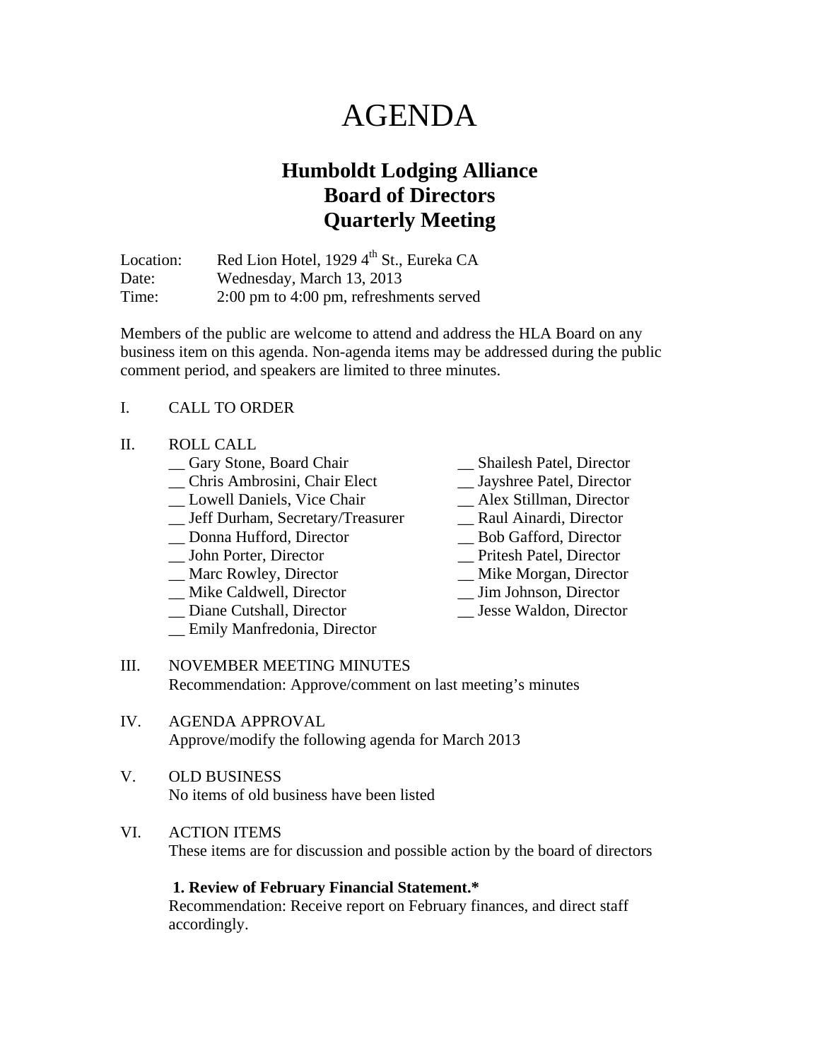# AGENDA

## Humboldt Lodging Alliance
## Board of Directors
## Quarterly Meeting

Location: Red Lion Hotel, 1929 4th St., Eureka CA
Date: Wednesday, March 13, 2013
Time: 2:00 pm to 4:00 pm, refreshments served

Members of the public are welcome to attend and address the HLA Board on any business item on this agenda. Non-agenda items may be addressed during the public comment period, and speakers are limited to three minutes.

I. CALL TO ORDER

II. ROLL CALL

- __ Gary Stone, Board Chair
- __ Chris Ambrosini, Chair Elect
- __ Lowell Daniels, Vice Chair
- __ Jeff Durham, Secretary/Treasurer
- __ Donna Hufford, Director
- __ John Porter, Director
- __ Marc Rowley, Director
- __ Mike Caldwell, Director
- __ Diane Cutshall, Director
- __ Emily Manfredonia, Director
- __ Shailesh Patel, Director
- __ Jayshree Patel, Director
- __ Alex Stillman, Director
- __ Raul Ainardi, Director
- __ Bob Gafford, Director
- __ Pritesh Patel, Director
- __ Mike Morgan, Director
- __ Jim Johnson, Director
- __ Jesse Waldon, Director

III. NOVEMBER MEETING MINUTES
Recommendation: Approve/comment on last meeting's minutes

IV. AGENDA APPROVAL
Approve/modify the following agenda for March 2013

V. OLD BUSINESS
No items of old business have been listed

VI. ACTION ITEMS
These items are for discussion and possible action by the board of directors

**1. Review of February Financial Statement.***
Recommendation: Receive report on February finances, and direct staff accordingly.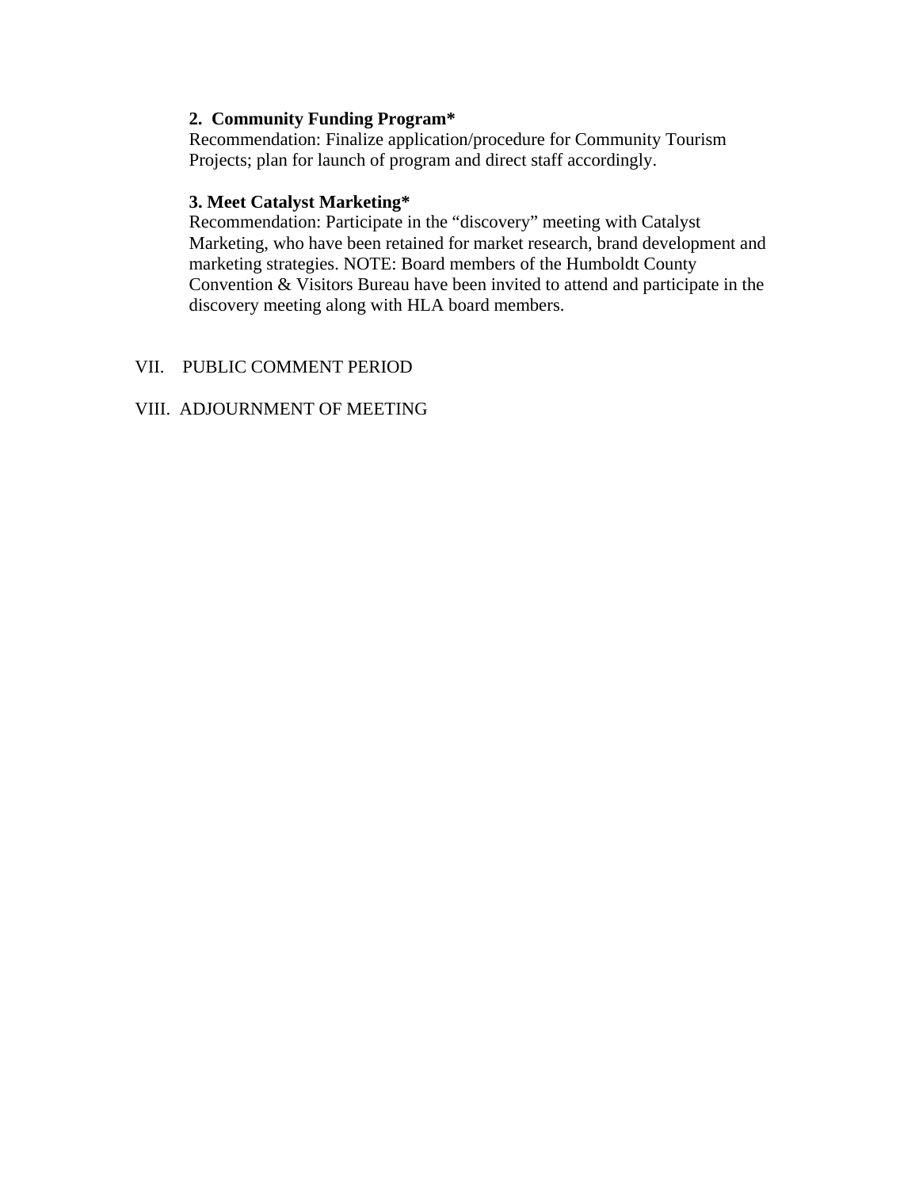**2. Community Funding Program***

Recommendation: Finalize application/procedure for Community Tourism Projects; plan for launch of program and direct staff accordingly.

**3. Meet Catalyst Marketing***

Recommendation: Participate in the "discovery" meeting with Catalyst Marketing, who have been retained for market research, brand development and marketing strategies. NOTE: Board members of the Humboldt County Convention & Visitors Bureau have been invited to attend and participate in the discovery meeting along with HLA board members.

VII. PUBLIC COMMENT PERIOD

VIII. ADJOURNMENT OF MEETING